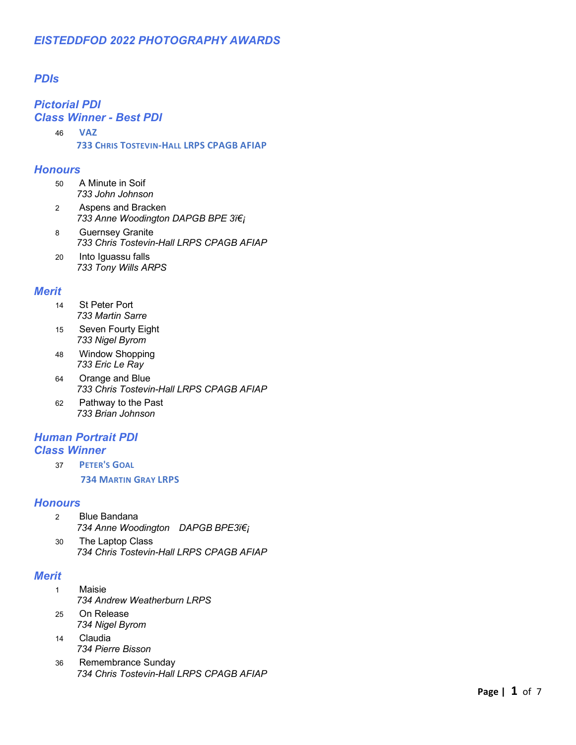# EISTEDDFOD 2022 PHOTOGRAPHY AWARDS

## PDIs

### Pictorial PDI
### Class Winner - Best PDI

46 **VAZ**
**733 CHRIS TOSTEVIN-HALL LRPS CPAGB AFIAP**

### Honours

50 A Minute in Soif
*733 John Johnson*

2 Aspens and Bracken
*733 Anne Woodington DAPGB BPE 3ï€¡*

8 Guernsey Granite
*733 Chris Tostevin-Hall LRPS CPAGB AFIAP*

20 Into Iguassu falls
*733 Tony Wills ARPS*

### Merit

14 St Peter Port
*733 Martin Sarre*

15 Seven Fourty Eight
*733 Nigel Byrom*

48 Window Shopping
*733 Eric Le Ray*

64 Orange and Blue
*733 Chris Tostevin-Hall LRPS CPAGB AFIAP*

62 Pathway to the Past
*733 Brian Johnson*

### Human Portrait PDI
### Class Winner

37 **PETER'S GOAL**
**734 MARTIN GRAY LRPS**

### Honours

2 Blue Bandana
*734 Anne Woodington DAPGB BPE3ï€¡*

30 The Laptop Class
*734 Chris Tostevin-Hall LRPS CPAGB AFIAP*

### Merit

1 Maisie
*734 Andrew Weatherburn LRPS*

25 On Release
*734 Nigel Byrom*

14 Claudia
*734 Pierre Bisson*

36 Remembrance Sunday
*734 Chris Tostevin-Hall LRPS CPAGB AFIAP*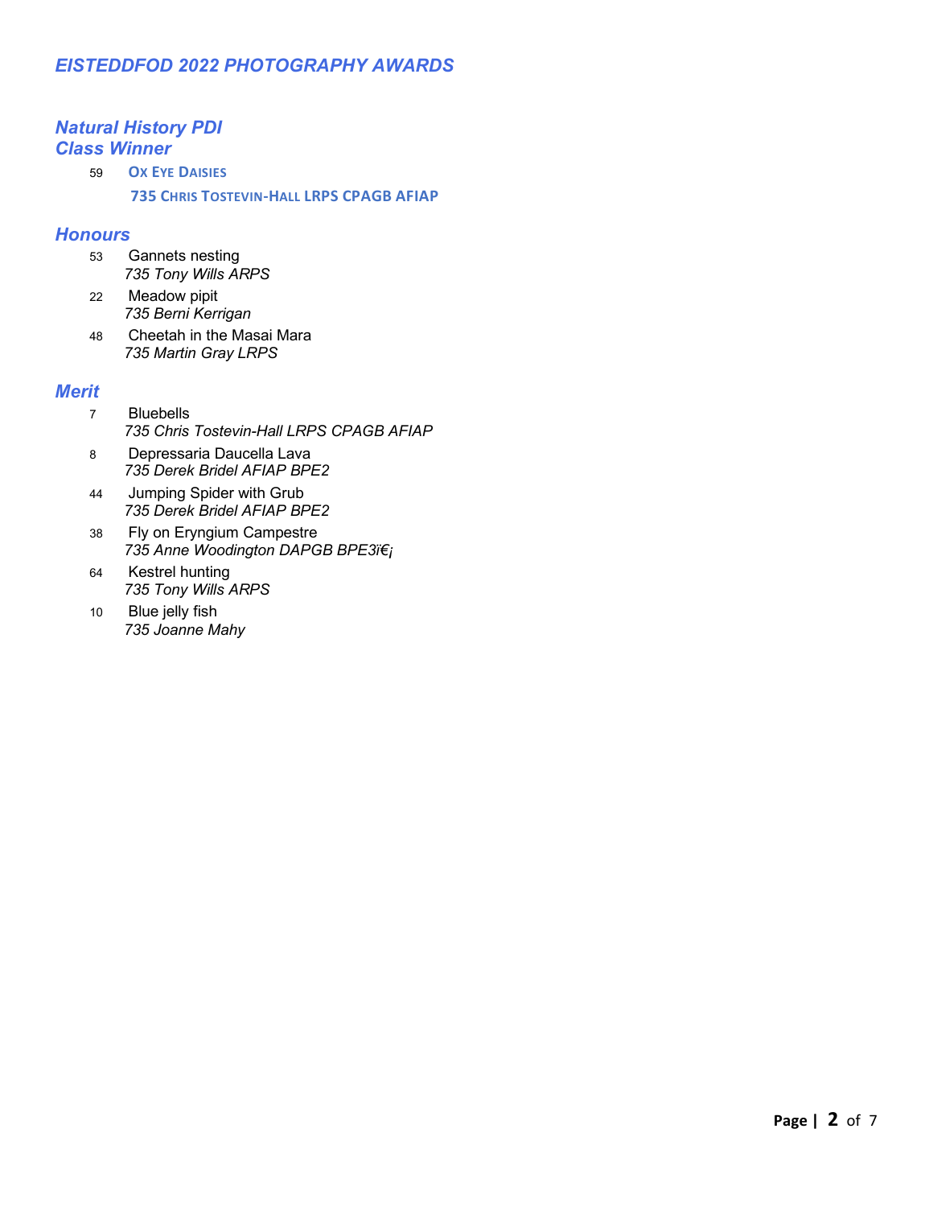## *EISTEDDFOD 2022 PHOTOGRAPHY AWARDS*

### *Natural History PDI*
### *Class Winner*

59 **OX EYE DAISIES**
**735 CHRIS TOSTEVIN-HALL LRPS CPAGB AFIAP**

### *Honours*

53 Gannets nesting
*735 Tony Wills ARPS*

22 Meadow pipit
*735 Berni Kerrigan*

48 Cheetah in the Masai Mara
*735 Martin Gray LRPS*

### *Merit*

7 Bluebells
*735 Chris Tostevin-Hall LRPS CPAGB AFIAP*

8 Depressaria Daucella Lava
*735 Derek Bridel AFIAP BPE2*

44 Jumping Spider with Grub
*735 Derek Bridel AFIAP BPE2*

38 Fly on Eryngium Campestre
*735 Anne Woodington DAPGB BPE3ï€¡*

64 Kestrel hunting
*735 Tony Wills ARPS*

10 Blue jelly fish
*735 Joanne Mahy*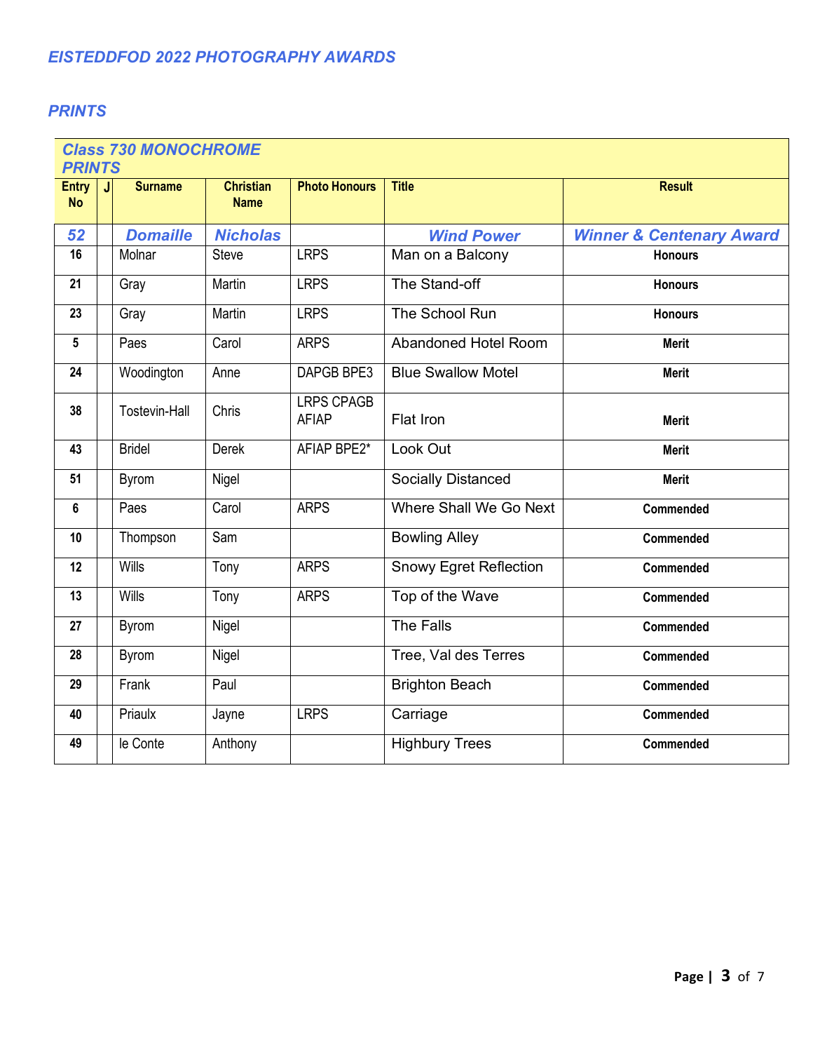## *EISTEDDFOD 2022 PHOTOGRAPHY AWARDS*

### *PRINTS*

| ***Class 730 MONOCHROME PRINTS*** | | | | | | |
|---|---|---|---|---|---|---|
| **Entry No** | **J** | **Surname** | **Christian Name** | **Photo Honours** | **Title** | **Result** |
| ***52*** | | ***Domaille*** | ***Nicholas*** | | ***Wind Power*** | ***Winner & Centenary Award*** |
| **16** | | Molnar | Steve | LRPS | Man on a Balcony | **Honours** |
| **21** | | Gray | Martin | LRPS | The Stand-off | **Honours** |
| **23** | | Gray | Martin | LRPS | The School Run | **Honours** |
| **5** | | Paes | Carol | ARPS | Abandoned Hotel Room | **Merit** |
| **24** | | Woodington | Anne | DAPGB BPE3 | Blue Swallow Motel | **Merit** |
| **38** | | Tostevin-Hall | Chris | LRPS CPAGB AFIAP | Flat Iron | **Merit** |
| **43** | | Bridel | Derek | AFIAP BPE2* | Look Out | **Merit** |
| **51** | | Byrom | Nigel | | Socially Distanced | **Merit** |
| **6** | | Paes | Carol | ARPS | Where Shall We Go Next | **Commended** |
| **10** | | Thompson | Sam | | Bowling Alley | **Commended** |
| **12** | | Wills | Tony | ARPS | Snowy Egret Reflection | **Commended** |
| **13** | | Wills | Tony | ARPS | Top of the Wave | **Commended** |
| **27** | | Byrom | Nigel | | The Falls | **Commended** |
| **28** | | Byrom | Nigel | | Tree, Val des Terres | **Commended** |
| **29** | | Frank | Paul | | Brighton Beach | **Commended** |
| **40** | | Priaulx | Jayne | LRPS | Carriage | **Commended** |
| **49** | | le Conte | Anthony | | Highbury Trees | **Commended** |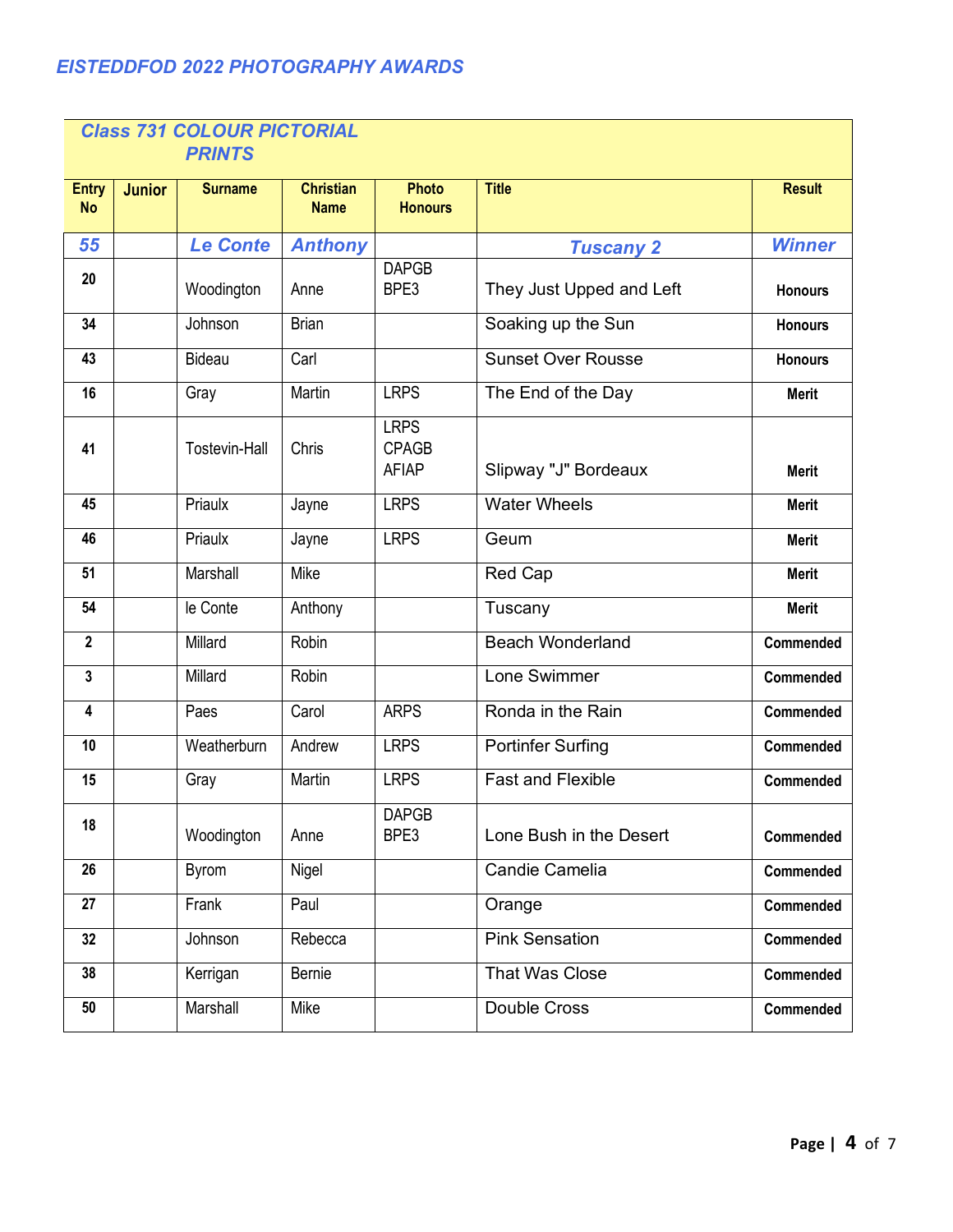## EISTEDDFOD 2022 PHOTOGRAPHY AWARDS

### Class 731 COLOUR PICTORIAL PRINTS

| Entry No | Junior | Surname | Christian Name | Photo Honours | Title | Result |
|---|---|---|---|---|---|---|
| ***55*** | | ***Le Conte*** | ***Anthony*** | | ***Tuscany 2*** | ***Winner*** |
| 20 | | Woodington | Anne | DAPGB BPE3 | They Just Upped and Left | Honours |
| 34 | | Johnson | Brian | | Soaking up the Sun | Honours |
| 43 | | Bideau | Carl | | Sunset Over Rousse | Honours |
| 16 | | Gray | Martin | LRPS | The End of the Day | Merit |
| 41 | | Tostevin-Hall | Chris | LRPS CPAGB AFIAP | Slipway "J" Bordeaux | Merit |
| 45 | | Priaulx | Jayne | LRPS | Water Wheels | Merit |
| 46 | | Priaulx | Jayne | LRPS | Geum | Merit |
| 51 | | Marshall | Mike | | Red Cap | Merit |
| 54 | | le Conte | Anthony | | Tuscany | Merit |
| 2 | | Millard | Robin | | Beach Wonderland | Commended |
| 3 | | Millard | Robin | | Lone Swimmer | Commended |
| 4 | | Paes | Carol | ARPS | Ronda in the Rain | Commended |
| 10 | | Weatherburn | Andrew | LRPS | Portinfer Surfing | Commended |
| 15 | | Gray | Martin | LRPS | Fast and Flexible | Commended |
| 18 | | Woodington | Anne | DAPGB BPE3 | Lone Bush in the Desert | Commended |
| 26 | | Byrom | Nigel | | Candie Camelia | Commended |
| 27 | | Frank | Paul | | Orange | Commended |
| 32 | | Johnson | Rebecca | | Pink Sensation | Commended |
| 38 | | Kerrigan | Bernie | | That Was Close | Commended |
| 50 | | Marshall | Mike | | Double Cross | Commended |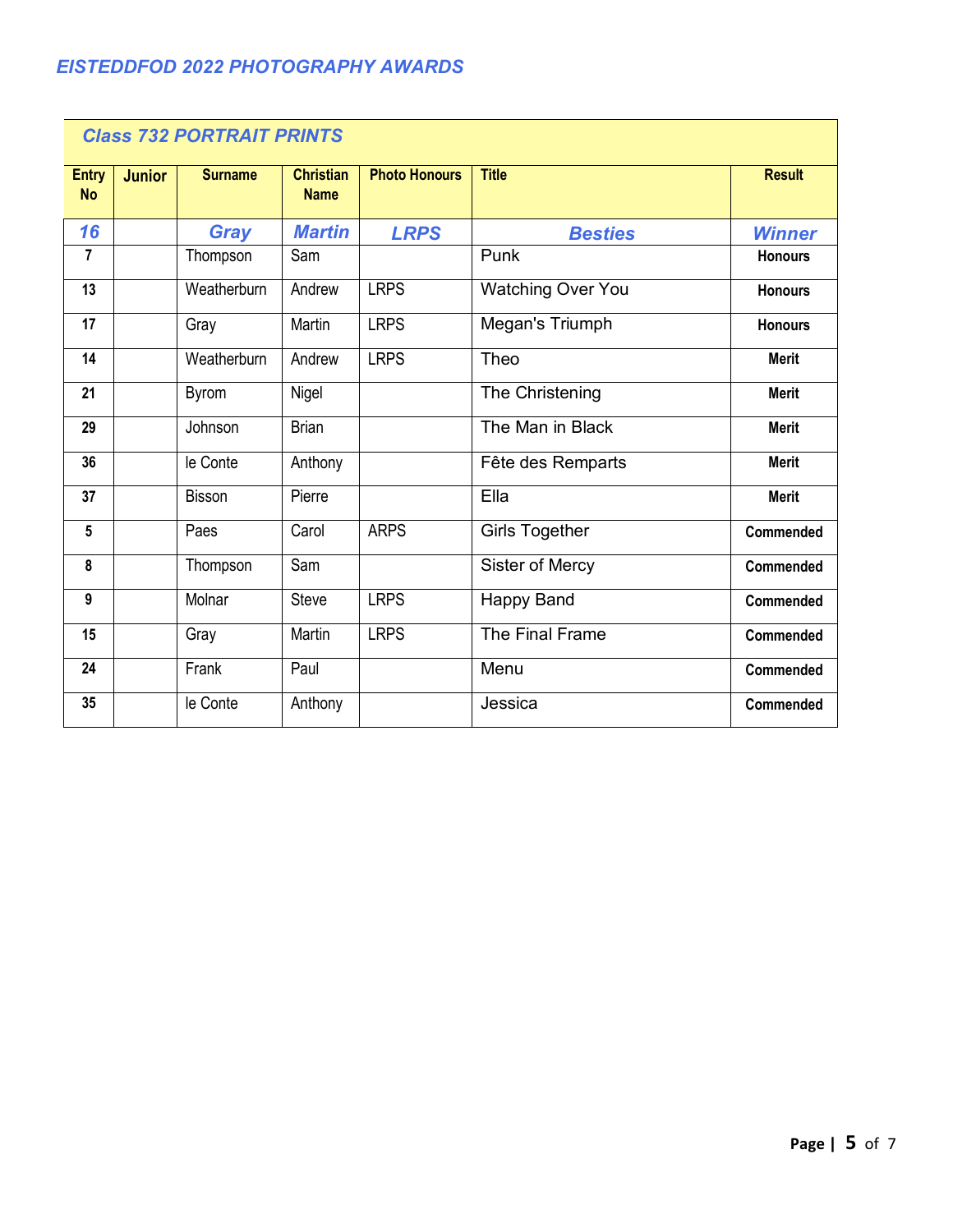# *EISTEDDFOD 2022 PHOTOGRAPHY AWARDS*

## *Class 732 PORTRAIT PRINTS*

| Entry No | Junior | Surname | Christian Name | Photo Honours | Title | Result |
|---|---|---|---|---|---|---|
| ***16*** | | ***Gray*** | ***Martin*** | ***LRPS*** | ***Besties*** | ***Winner*** |
| 7 | | Thompson | Sam | | Punk | Honours |
| 13 | | Weatherburn | Andrew | LRPS | Watching Over You | Honours |
| 17 | | Gray | Martin | LRPS | Megan's Triumph | Honours |
| 14 | | Weatherburn | Andrew | LRPS | Theo | Merit |
| 21 | | Byrom | Nigel | | The Christening | Merit |
| 29 | | Johnson | Brian | | The Man in Black | Merit |
| 36 | | le Conte | Anthony | | Fête des Remparts | Merit |
| 37 | | Bisson | Pierre | | Ella | Merit |
| 5 | | Paes | Carol | ARPS | Girls Together | Commended |
| 8 | | Thompson | Sam | | Sister of Mercy | Commended |
| 9 | | Molnar | Steve | LRPS | Happy Band | Commended |
| 15 | | Gray | Martin | LRPS | The Final Frame | Commended |
| 24 | | Frank | Paul | | Menu | Commended |
| 35 | | le Conte | Anthony | | Jessica | Commended |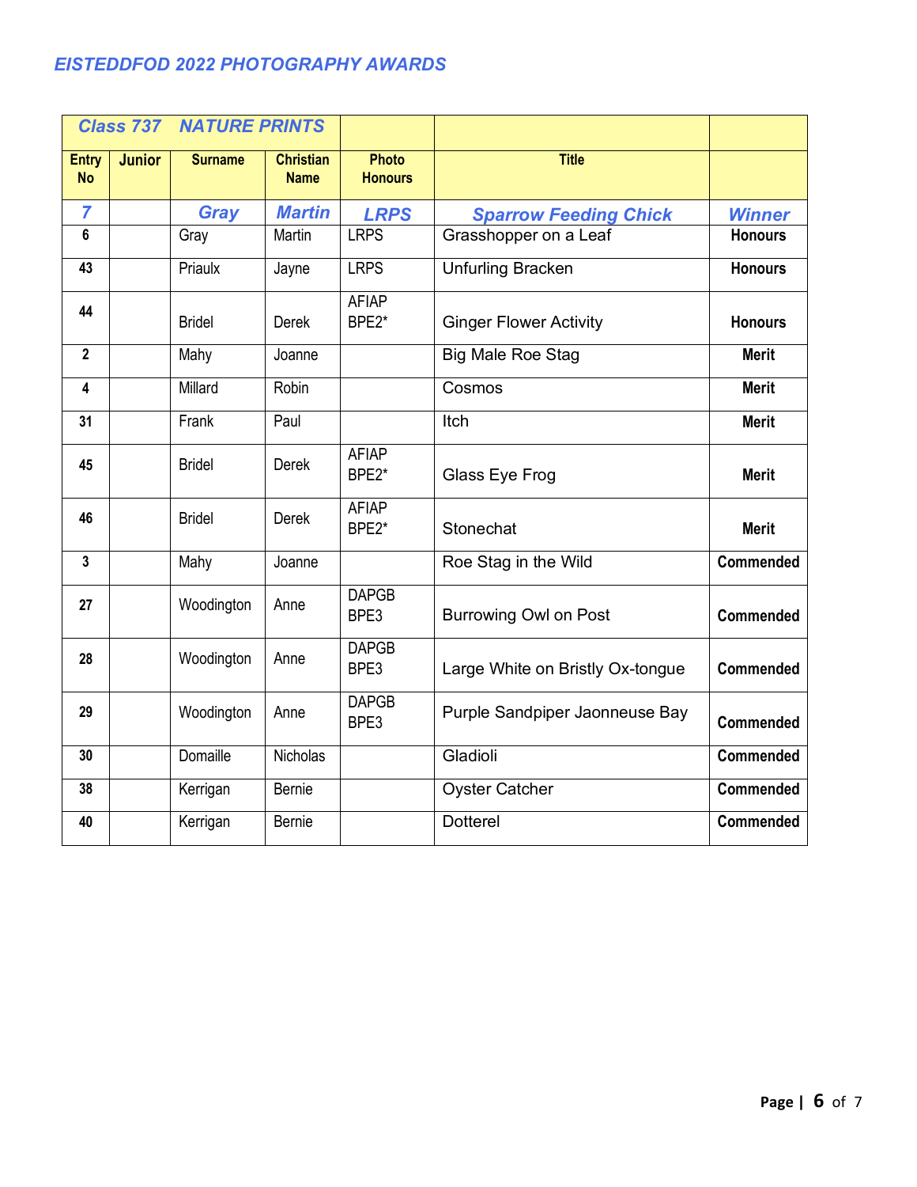## *EISTEDDFOD 2022 PHOTOGRAPHY AWARDS*

| *Class 737 NATURE PRINTS* | | | | | | |
|---|---|---|---|---|---|---|
| **Entry No** | **Junior** | **Surname** | **Christian Name** | **Photo Honours** | **Title** | |
| *7* | | *Gray* | *Martin* | *LRPS* | *Sparrow Feeding Chick* | *Winner* |
| 6 | | Gray | Martin | LRPS | Grasshopper on a Leaf | **Honours** |
| 43 | | Priaulx | Jayne | LRPS | Unfurling Bracken | **Honours** |
| 44 | | Bridel | Derek | AFIAP BPE2* | Ginger Flower Activity | **Honours** |
| 2 | | Mahy | Joanne | | Big Male Roe Stag | **Merit** |
| 4 | | Millard | Robin | | Cosmos | **Merit** |
| 31 | | Frank | Paul | | Itch | **Merit** |
| 45 | | Bridel | Derek | AFIAP BPE2* | Glass Eye Frog | **Merit** |
| 46 | | Bridel | Derek | AFIAP BPE2* | Stonechat | **Merit** |
| 3 | | Mahy | Joanne | | Roe Stag in the Wild | **Commended** |
| 27 | | Woodington | Anne | DAPGB BPE3 | Burrowing Owl on Post | **Commended** |
| 28 | | Woodington | Anne | DAPGB BPE3 | Large White on Bristly Ox-tongue | **Commended** |
| 29 | | Woodington | Anne | DAPGB BPE3 | Purple Sandpiper Jaonneuse Bay | **Commended** |
| 30 | | Domaille | Nicholas | | Gladioli | **Commended** |
| 38 | | Kerrigan | Bernie | | Oyster Catcher | **Commended** |
| 40 | | Kerrigan | Bernie | | Dotterel | **Commended** |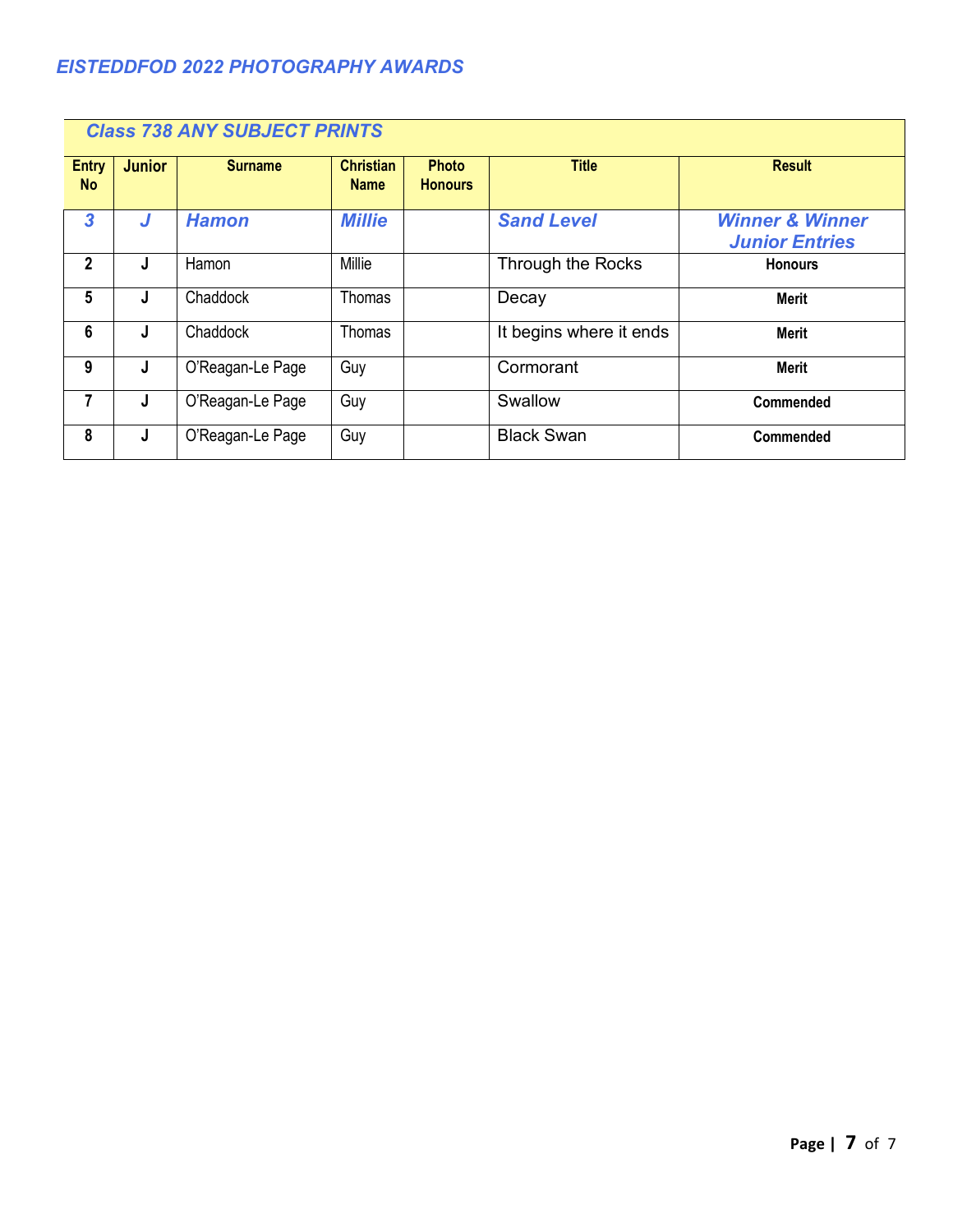*EISTEDDFOD 2022 PHOTOGRAPHY AWARDS*

## *Class 738 ANY SUBJECT PRINTS*

| Entry No | Junior | Surname | Christian Name | Photo Honours | Title | Result |
|---|---|---|---|---|---|---|
| ***3*** | ***J*** | ***Hamon*** | ***Millie*** | | ***Sand Level*** | ***Winner & Winner Junior Entries*** |
| **2** | **J** | Hamon | Millie | | Through the Rocks | **Honours** |
| **5** | **J** | Chaddock | Thomas | | Decay | **Merit** |
| **6** | **J** | Chaddock | Thomas | | It begins where it ends | **Merit** |
| **9** | **J** | O'Reagan-Le Page | Guy | | Cormorant | **Merit** |
| **7** | **J** | O'Reagan-Le Page | Guy | | Swallow | **Commended** |
| **8** | **J** | O'Reagan-Le Page | Guy | | Black Swan | **Commended** |